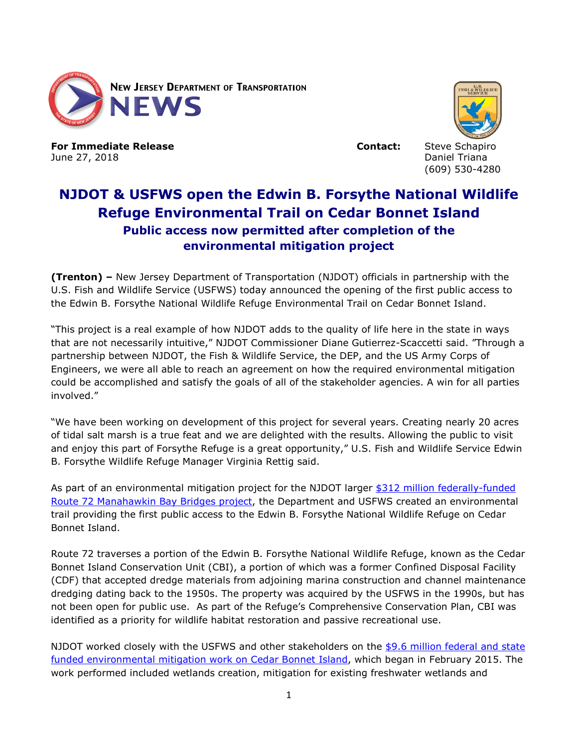**New Jersey Department of Transportation NEWS**

**For Immediate Release**
June 27, 2018

**Contact:** Steve Schapiro
Daniel Triana
(609) 530-4280

# NJDOT & USFWS open the Edwin B. Forsythe National Wildlife Refuge Environmental Trail on Cedar Bonnet Island

## Public access now permitted after completion of the environmental mitigation project

**(Trenton) –** New Jersey Department of Transportation (NJDOT) officials in partnership with the U.S. Fish and Wildlife Service (USFWS) today announced the opening of the first public access to the Edwin B. Forsythe National Wildlife Refuge Environmental Trail on Cedar Bonnet Island.

"This project is a real example of how NJDOT adds to the quality of life here in the state in ways that are not necessarily intuitive," NJDOT Commissioner Diane Gutierrez-Scaccetti said. "Through a partnership between NJDOT, the Fish & Wildlife Service, the DEP, and the US Army Corps of Engineers, we were all able to reach an agreement on how the required environmental mitigation could be accomplished and satisfy the goals of all of the stakeholder agencies. A win for all parties involved."

"We have been working on development of this project for several years. Creating nearly 20 acres of tidal salt marsh is a true feat and we are delighted with the results. Allowing the public to visit and enjoy this part of Forsythe Refuge is a great opportunity," U.S. Fish and Wildlife Service Edwin B. Forsythe Wildlife Refuge Manager Virginia Rettig said.

As part of an environmental mitigation project for the NJDOT larger $312 million federally-funded Route 72 Manahawkin Bay Bridges project, the Department and USFWS created an environmental trail providing the first public access to the Edwin B. Forsythe National Wildlife Refuge on Cedar Bonnet Island.

Route 72 traverses a portion of the Edwin B. Forsythe National Wildlife Refuge, known as the Cedar Bonnet Island Conservation Unit (CBI), a portion of which was a former Confined Disposal Facility (CDF) that accepted dredge materials from adjoining marina construction and channel maintenance dredging dating back to the 1950s. The property was acquired by the USFWS in the 1990s, but has not been open for public use. As part of the Refuge's Comprehensive Conservation Plan, CBI was identified as a priority for wildlife habitat restoration and passive recreational use.

NJDOT worked closely with the USFWS and other stakeholders on the $9.6 million federal and state funded environmental mitigation work on Cedar Bonnet Island, which began in February 2015. The work performed included wetlands creation, mitigation for existing freshwater wetlands and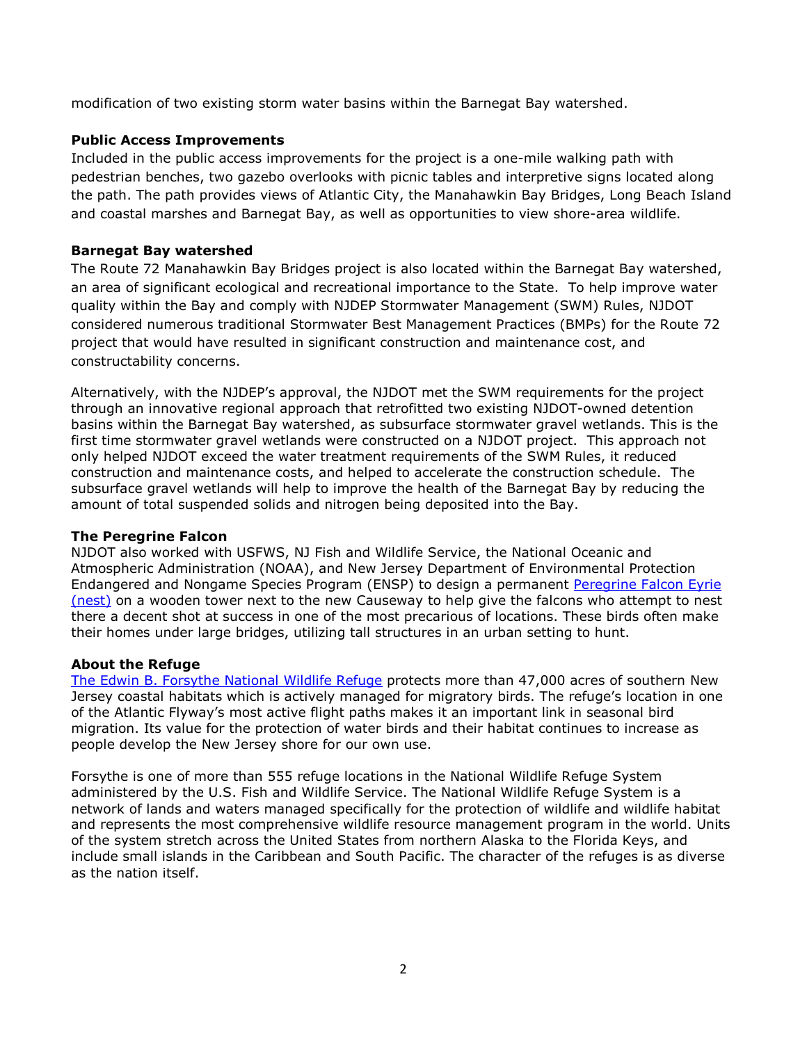modification of two existing storm water basins within the Barnegat Bay watershed.

**Public Access Improvements**

Included in the public access improvements for the project is a one-mile walking path with pedestrian benches, two gazebo overlooks with picnic tables and interpretive signs located along the path. The path provides views of Atlantic City, the Manahawkin Bay Bridges, Long Beach Island and coastal marshes and Barnegat Bay, as well as opportunities to view shore-area wildlife.

**Barnegat Bay watershed**

The Route 72 Manahawkin Bay Bridges project is also located within the Barnegat Bay watershed, an area of significant ecological and recreational importance to the State. To help improve water quality within the Bay and comply with NJDEP Stormwater Management (SWM) Rules, NJDOT considered numerous traditional Stormwater Best Management Practices (BMPs) for the Route 72 project that would have resulted in significant construction and maintenance cost, and constructability concerns.

Alternatively, with the NJDEP's approval, the NJDOT met the SWM requirements for the project through an innovative regional approach that retrofitted two existing NJDOT-owned detention basins within the Barnegat Bay watershed, as subsurface stormwater gravel wetlands. This is the first time stormwater gravel wetlands were constructed on a NJDOT project. This approach not only helped NJDOT exceed the water treatment requirements of the SWM Rules, it reduced construction and maintenance costs, and helped to accelerate the construction schedule. The subsurface gravel wetlands will help to improve the health of the Barnegat Bay by reducing the amount of total suspended solids and nitrogen being deposited into the Bay.

**The Peregrine Falcon**

NJDOT also worked with USFWS, NJ Fish and Wildlife Service, the National Oceanic and Atmospheric Administration (NOAA), and New Jersey Department of Environmental Protection Endangered and Nongame Species Program (ENSP) to design a permanent [Peregrine Falcon Eyrie (nest)]() on a wooden tower next to the new Causeway to help give the falcons who attempt to nest there a decent shot at success in one of the most precarious of locations. These birds often make their homes under large bridges, utilizing tall structures in an urban setting to hunt.

**About the Refuge**

[The Edwin B. Forsythe National Wildlife Refuge]() protects more than 47,000 acres of southern New Jersey coastal habitats which is actively managed for migratory birds. The refuge's location in one of the Atlantic Flyway's most active flight paths makes it an important link in seasonal bird migration. Its value for the protection of water birds and their habitat continues to increase as people develop the New Jersey shore for our own use.

Forsythe is one of more than 555 refuge locations in the National Wildlife Refuge System administered by the U.S. Fish and Wildlife Service. The National Wildlife Refuge System is a network of lands and waters managed specifically for the protection of wildlife and wildlife habitat and represents the most comprehensive wildlife resource management program in the world. Units of the system stretch across the United States from northern Alaska to the Florida Keys, and include small islands in the Caribbean and South Pacific. The character of the refuges is as diverse as the nation itself.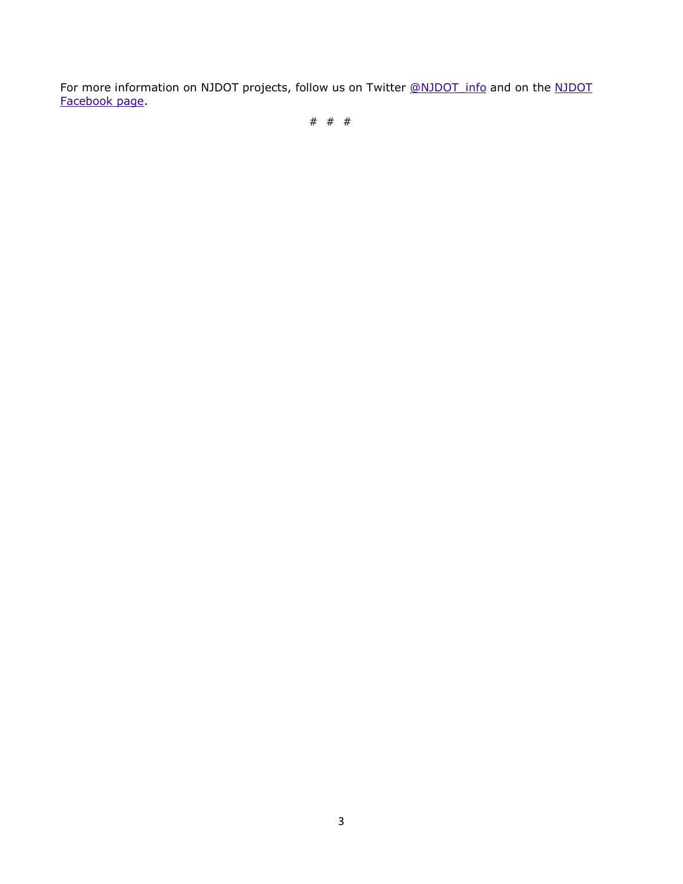For more information on NJDOT projects, follow us on Twitter @NJDOT_info and on the NJDOT Facebook page.

# # #